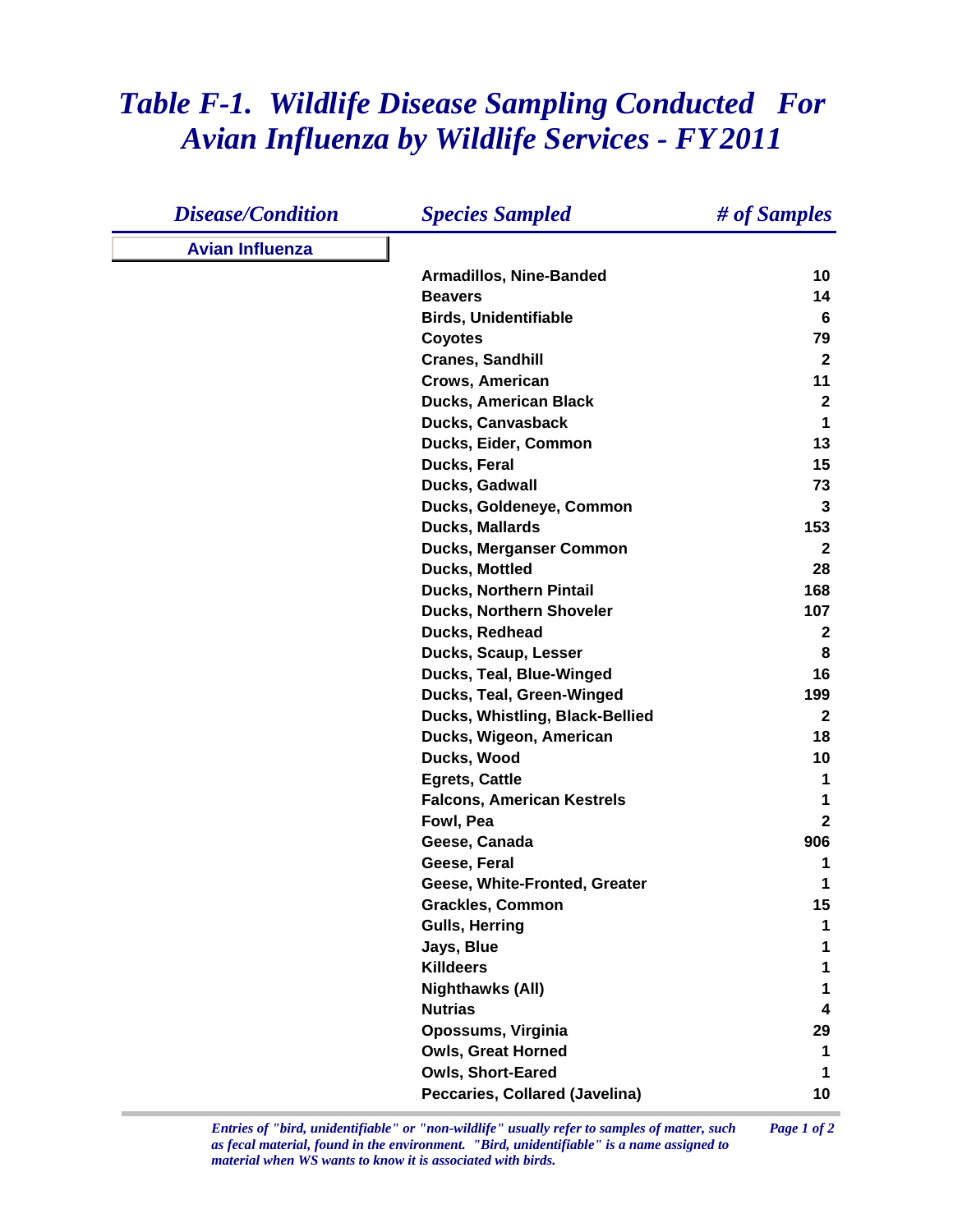# *Table F-1. Wildlife Disease Sampling Conducted For Avian Influenza by Wildlife Services - FY2011*

| *Disease/Condition* | *Species Sampled* | *# of Samples* |
|---|---|---|
| **Avian Influenza** | | |
| | **Armadillos, Nine-Banded** | **10** |
| | **Beavers** | **14** |
| | **Birds, Unidentifiable** | **6** |
| | **Coyotes** | **79** |
| | **Cranes, Sandhill** | **2** |
| | **Crows, American** | **11** |
| | **Ducks, American Black** | **2** |
| | **Ducks, Canvasback** | **1** |
| | **Ducks, Eider, Common** | **13** |
| | **Ducks, Feral** | **15** |
| | **Ducks, Gadwall** | **73** |
| | **Ducks, Goldeneye, Common** | **3** |
| | **Ducks, Mallards** | **153** |
| | **Ducks, Merganser Common** | **2** |
| | **Ducks, Mottled** | **28** |
| | **Ducks, Northern Pintail** | **168** |
| | **Ducks, Northern Shoveler** | **107** |
| | **Ducks, Redhead** | **2** |
| | **Ducks, Scaup, Lesser** | **8** |
| | **Ducks, Teal, Blue-Winged** | **16** |
| | **Ducks, Teal, Green-Winged** | **199** |
| | **Ducks, Whistling, Black-Bellied** | **2** |
| | **Ducks, Wigeon, American** | **18** |
| | **Ducks, Wood** | **10** |
| | **Egrets, Cattle** | **1** |
| | **Falcons, American Kestrels** | **1** |
| | **Fowl, Pea** | **2** |
| | **Geese, Canada** | **906** |
| | **Geese, Feral** | **1** |
| | **Geese, White-Fronted, Greater** | **1** |
| | **Grackles, Common** | **15** |
| | **Gulls, Herring** | **1** |
| | **Jays, Blue** | **1** |
| | **Killdeers** | **1** |
| | **Nighthawks (All)** | **1** |
| | **Nutrias** | **4** |
| | **Opossums, Virginia** | **29** |
| | **Owls, Great Horned** | **1** |
| | **Owls, Short-Eared** | **1** |
| | **Peccaries, Collared (Javelina)** | **10** |

*Entries of "bird, unidentifiable" or "non-wildlife" usually refer to samples of matter, such as fecal material, found in the environment. "Bird, unidentifiable" is a name assigned to material when WS wants to know it is associated with birds.*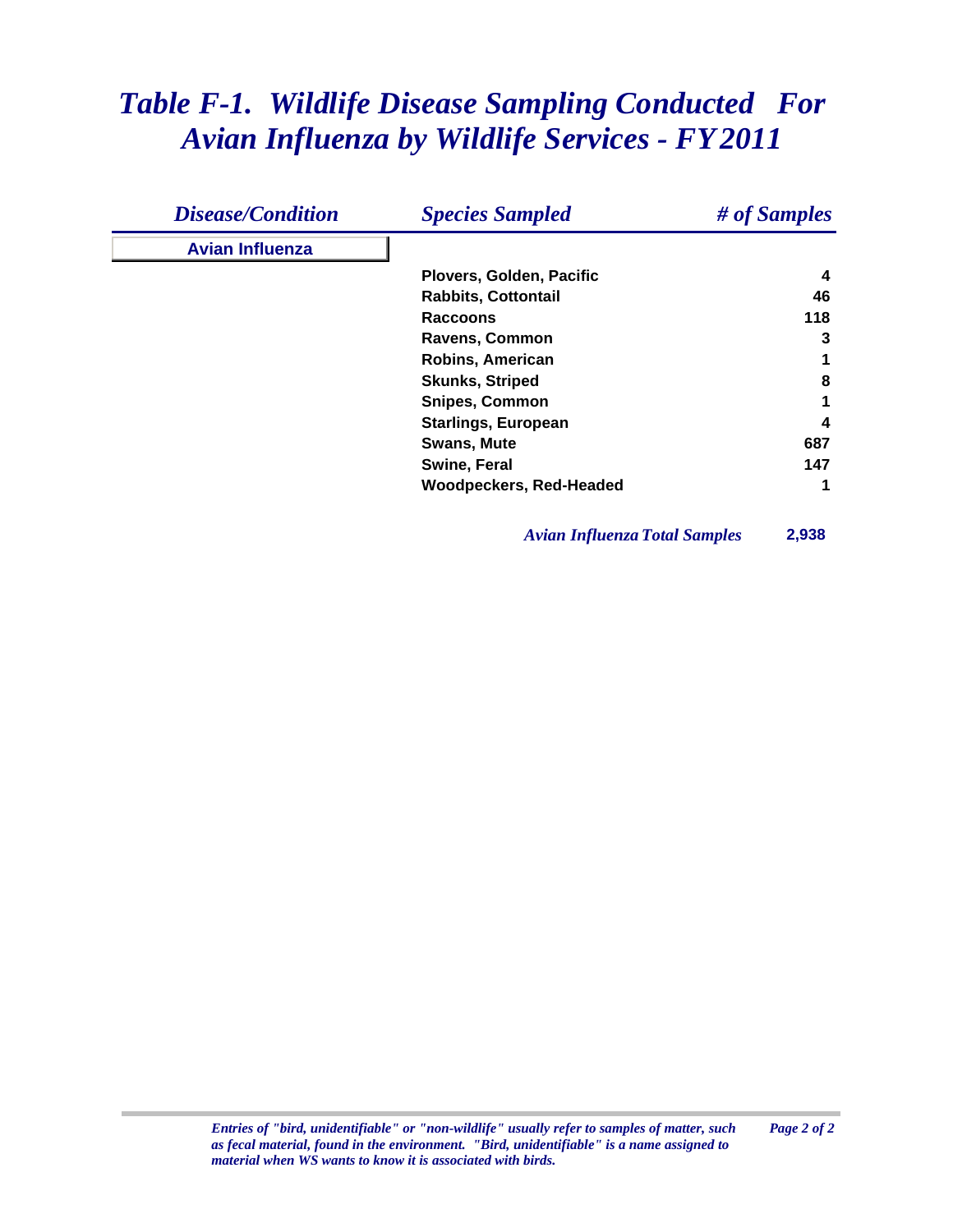# *Table F-1. Wildlife Disease Sampling Conducted For Avian Influenza by Wildlife Services - FY2011*

| *Disease/Condition* | *Species Sampled* | *# of Samples* |
|---|---|---|
| **Avian Influenza** | | |
| | **Plovers, Golden, Pacific** | **4** |
| | **Rabbits, Cottontail** | **46** |
| | **Raccoons** | **118** |
| | **Ravens, Common** | **3** |
| | **Robins, American** | **1** |
| | **Skunks, Striped** | **8** |
| | **Snipes, Common** | **1** |
| | **Starlings, European** | **4** |
| | **Swans, Mute** | **687** |
| | **Swine, Feral** | **147** |
| | **Woodpeckers, Red-Headed** | **1** |
| | ***Avian Influenza Total Samples*** | **2,938** |

*Entries of "bird, unidentifiable" or "non-wildlife" usually refer to samples of matter, such as fecal material, found in the environment. "Bird, unidentifiable" is a name assigned to material when WS wants to know it is associated with birds.*